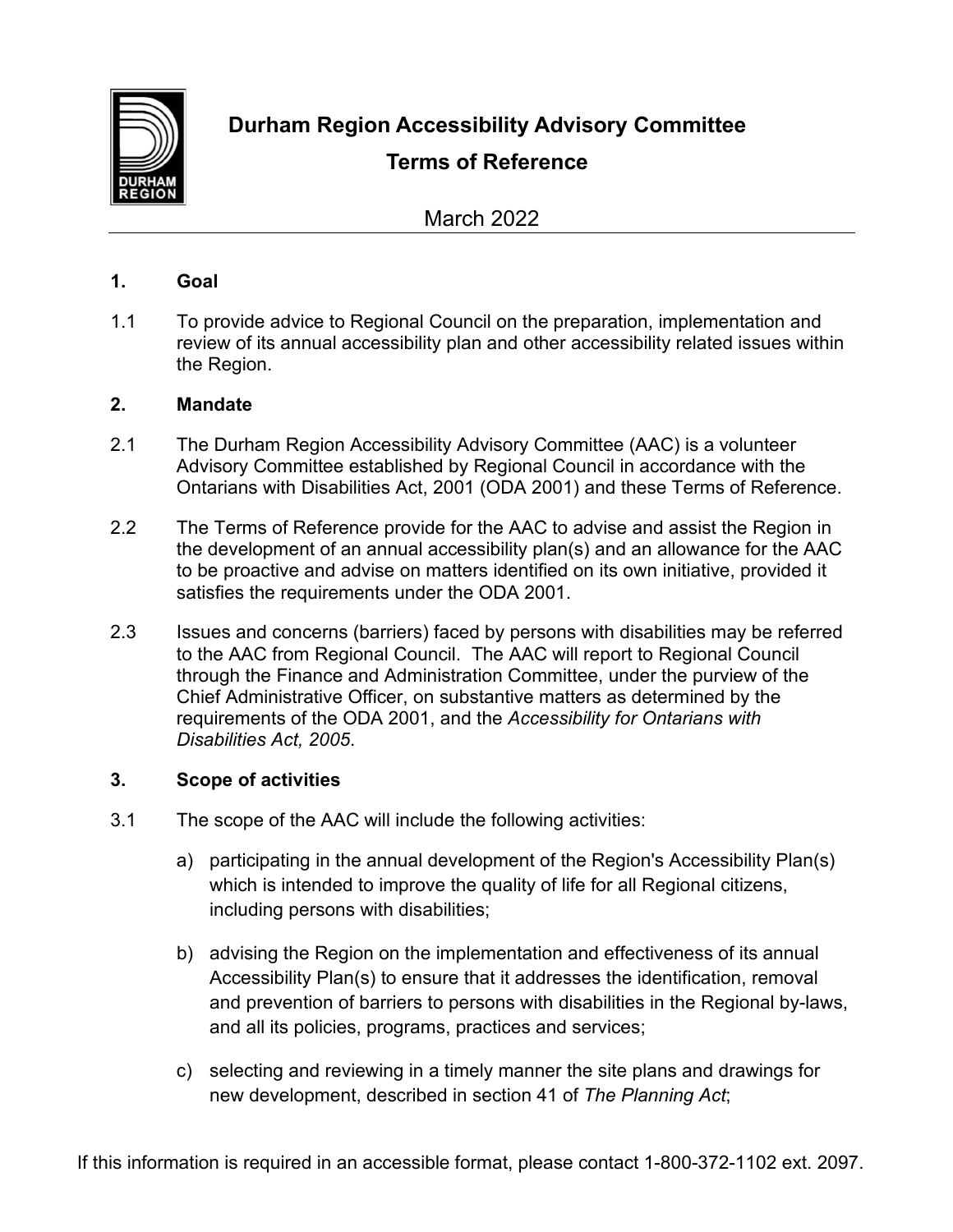# Durham Region Accessibility Advisory Committee

## Terms of Reference

March 2022

### 1. Goal

1.1 To provide advice to Regional Council on the preparation, implementation and review of its annual accessibility plan and other accessibility related issues within the Region.

### 2. Mandate

2.1 The Durham Region Accessibility Advisory Committee (AAC) is a volunteer Advisory Committee established by Regional Council in accordance with the Ontarians with Disabilities Act, 2001 (ODA 2001) and these Terms of Reference.

2.2 The Terms of Reference provide for the AAC to advise and assist the Region in the development of an annual accessibility plan(s) and an allowance for the AAC to be proactive and advise on matters identified on its own initiative, provided it satisfies the requirements under the ODA 2001.

2.3 Issues and concerns (barriers) faced by persons with disabilities may be referred to the AAC from Regional Council. The AAC will report to Regional Council through the Finance and Administration Committee, under the purview of the Chief Administrative Officer, on substantive matters as determined by the requirements of the ODA 2001, and the *Accessibility for Ontarians with Disabilities Act, 2005*.

### 3. Scope of activities

3.1 The scope of the AAC will include the following activities:

a) participating in the annual development of the Region's Accessibility Plan(s) which is intended to improve the quality of life for all Regional citizens, including persons with disabilities;

b) advising the Region on the implementation and effectiveness of its annual Accessibility Plan(s) to ensure that it addresses the identification, removal and prevention of barriers to persons with disabilities in the Regional by-laws, and all its policies, programs, practices and services;

c) selecting and reviewing in a timely manner the site plans and drawings for new development, described in section 41 of *The Planning Act*;

If this information is required in an accessible format, please contact 1-800-372-1102 ext. 2097.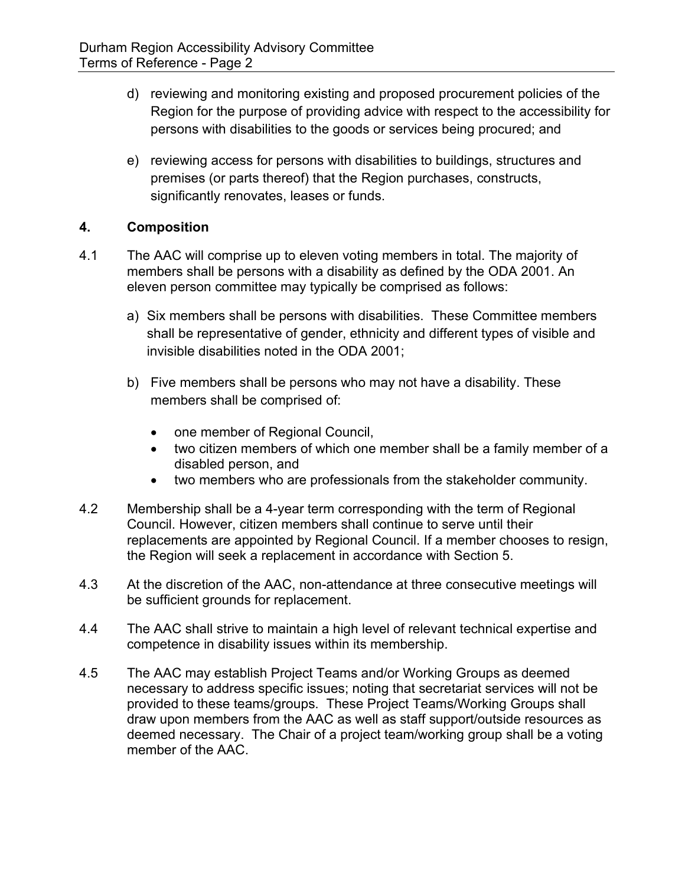d) reviewing and monitoring existing and proposed procurement policies of the Region for the purpose of providing advice with respect to the accessibility for persons with disabilities to the goods or services being procured; and

e) reviewing access for persons with disabilities to buildings, structures and premises (or parts thereof) that the Region purchases, constructs, significantly renovates, leases or funds.

## 4. Composition

4.1 The AAC will comprise up to eleven voting members in total. The majority of members shall be persons with a disability as defined by the ODA 2001. An eleven person committee may typically be comprised as follows:

a) Six members shall be persons with disabilities. These Committee members shall be representative of gender, ethnicity and different types of visible and invisible disabilities noted in the ODA 2001;

b) Five members shall be persons who may not have a disability. These members shall be comprised of:

- one member of Regional Council,
- two citizen members of which one member shall be a family member of a disabled person, and
- two members who are professionals from the stakeholder community.

4.2 Membership shall be a 4-year term corresponding with the term of Regional Council. However, citizen members shall continue to serve until their replacements are appointed by Regional Council. If a member chooses to resign, the Region will seek a replacement in accordance with Section 5.

4.3 At the discretion of the AAC, non-attendance at three consecutive meetings will be sufficient grounds for replacement.

4.4 The AAC shall strive to maintain a high level of relevant technical expertise and competence in disability issues within its membership.

4.5 The AAC may establish Project Teams and/or Working Groups as deemed necessary to address specific issues; noting that secretariat services will not be provided to these teams/groups. These Project Teams/Working Groups shall draw upon members from the AAC as well as staff support/outside resources as deemed necessary. The Chair of a project team/working group shall be a voting member of the AAC.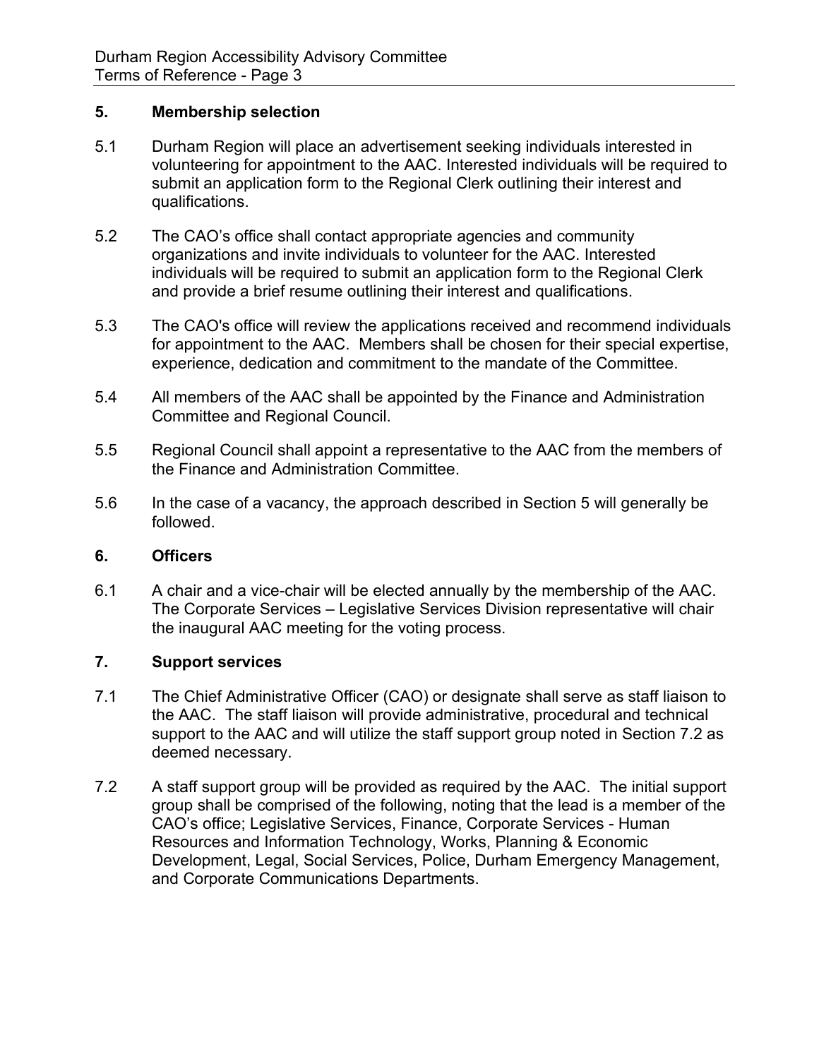## 5. Membership selection

5.1 Durham Region will place an advertisement seeking individuals interested in volunteering for appointment to the AAC. Interested individuals will be required to submit an application form to the Regional Clerk outlining their interest and qualifications.

5.2 The CAO's office shall contact appropriate agencies and community organizations and invite individuals to volunteer for the AAC. Interested individuals will be required to submit an application form to the Regional Clerk and provide a brief resume outlining their interest and qualifications.

5.3 The CAO's office will review the applications received and recommend individuals for appointment to the AAC. Members shall be chosen for their special expertise, experience, dedication and commitment to the mandate of the Committee.

5.4 All members of the AAC shall be appointed by the Finance and Administration Committee and Regional Council.

5.5 Regional Council shall appoint a representative to the AAC from the members of the Finance and Administration Committee.

5.6 In the case of a vacancy, the approach described in Section 5 will generally be followed.

## 6. Officers

6.1 A chair and a vice-chair will be elected annually by the membership of the AAC. The Corporate Services – Legislative Services Division representative will chair the inaugural AAC meeting for the voting process.

## 7. Support services

7.1 The Chief Administrative Officer (CAO) or designate shall serve as staff liaison to the AAC. The staff liaison will provide administrative, procedural and technical support to the AAC and will utilize the staff support group noted in Section 7.2 as deemed necessary.

7.2 A staff support group will be provided as required by the AAC. The initial support group shall be comprised of the following, noting that the lead is a member of the CAO's office; Legislative Services, Finance, Corporate Services - Human Resources and Information Technology, Works, Planning & Economic Development, Legal, Social Services, Police, Durham Emergency Management, and Corporate Communications Departments.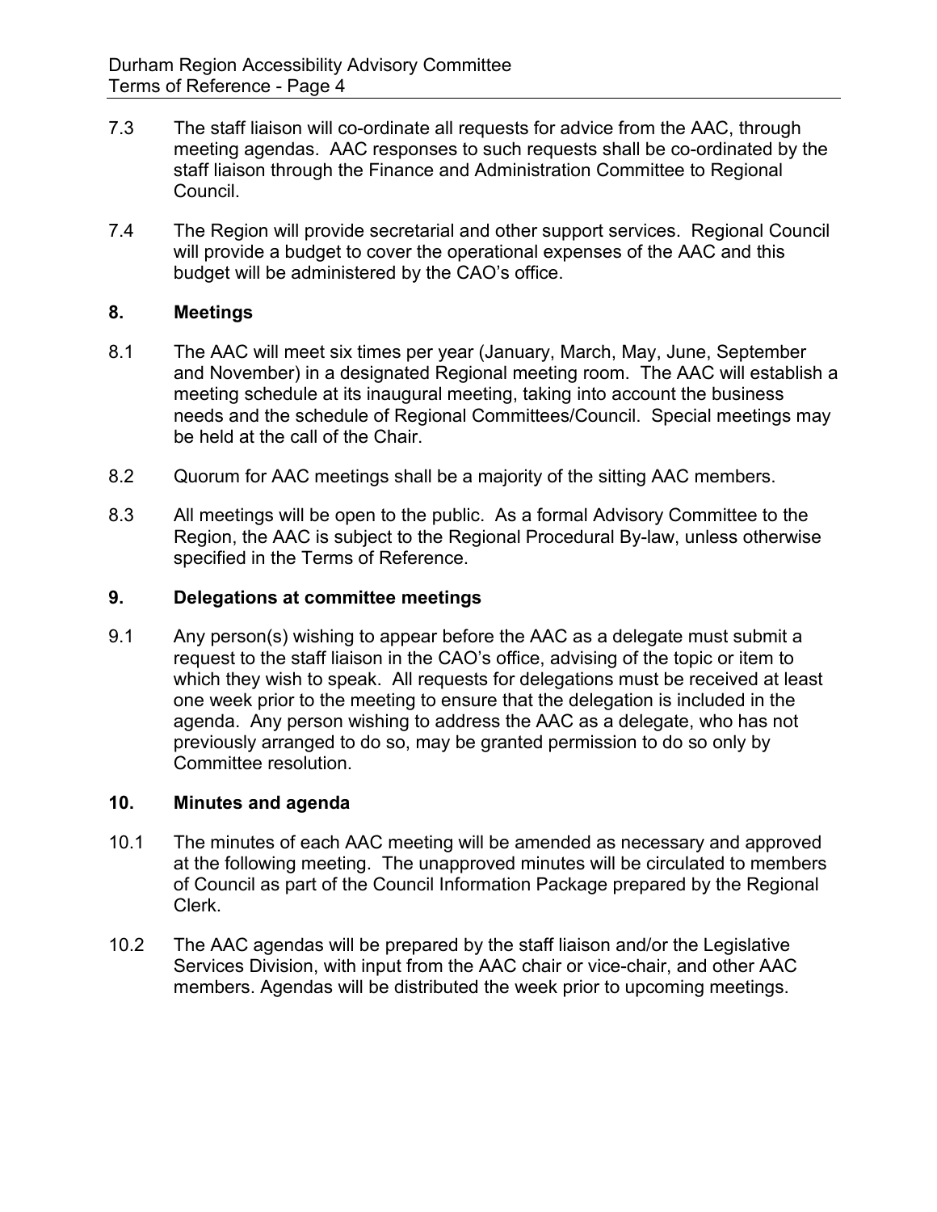7.3 The staff liaison will co-ordinate all requests for advice from the AAC, through meeting agendas. AAC responses to such requests shall be co-ordinated by the staff liaison through the Finance and Administration Committee to Regional Council.

7.4 The Region will provide secretarial and other support services. Regional Council will provide a budget to cover the operational expenses of the AAC and this budget will be administered by the CAO's office.

## 8. Meetings

8.1 The AAC will meet six times per year (January, March, May, June, September and November) in a designated Regional meeting room. The AAC will establish a meeting schedule at its inaugural meeting, taking into account the business needs and the schedule of Regional Committees/Council. Special meetings may be held at the call of the Chair.

8.2 Quorum for AAC meetings shall be a majority of the sitting AAC members.

8.3 All meetings will be open to the public. As a formal Advisory Committee to the Region, the AAC is subject to the Regional Procedural By-law, unless otherwise specified in the Terms of Reference.

## 9. Delegations at committee meetings

9.1 Any person(s) wishing to appear before the AAC as a delegate must submit a request to the staff liaison in the CAO's office, advising of the topic or item to which they wish to speak. All requests for delegations must be received at least one week prior to the meeting to ensure that the delegation is included in the agenda. Any person wishing to address the AAC as a delegate, who has not previously arranged to do so, may be granted permission to do so only by Committee resolution.

## 10. Minutes and agenda

10.1 The minutes of each AAC meeting will be amended as necessary and approved at the following meeting. The unapproved minutes will be circulated to members of Council as part of the Council Information Package prepared by the Regional Clerk.

10.2 The AAC agendas will be prepared by the staff liaison and/or the Legislative Services Division, with input from the AAC chair or vice-chair, and other AAC members. Agendas will be distributed the week prior to upcoming meetings.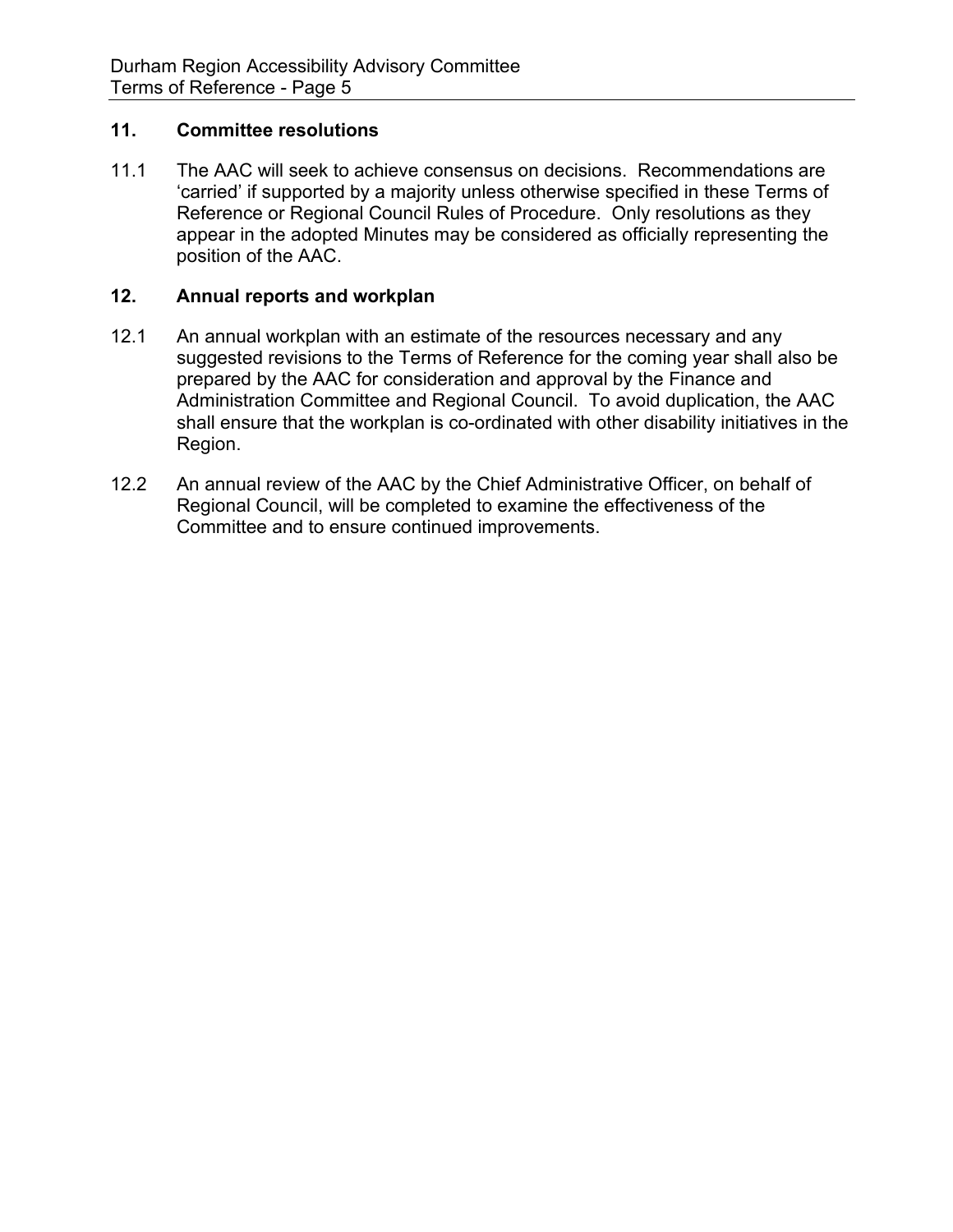## 11. Committee resolutions

11.1 The AAC will seek to achieve consensus on decisions. Recommendations are 'carried' if supported by a majority unless otherwise specified in these Terms of Reference or Regional Council Rules of Procedure. Only resolutions as they appear in the adopted Minutes may be considered as officially representing the position of the AAC.

## 12. Annual reports and workplan

12.1 An annual workplan with an estimate of the resources necessary and any suggested revisions to the Terms of Reference for the coming year shall also be prepared by the AAC for consideration and approval by the Finance and Administration Committee and Regional Council. To avoid duplication, the AAC shall ensure that the workplan is co-ordinated with other disability initiatives in the Region.

12.2 An annual review of the AAC by the Chief Administrative Officer, on behalf of Regional Council, will be completed to examine the effectiveness of the Committee and to ensure continued improvements.